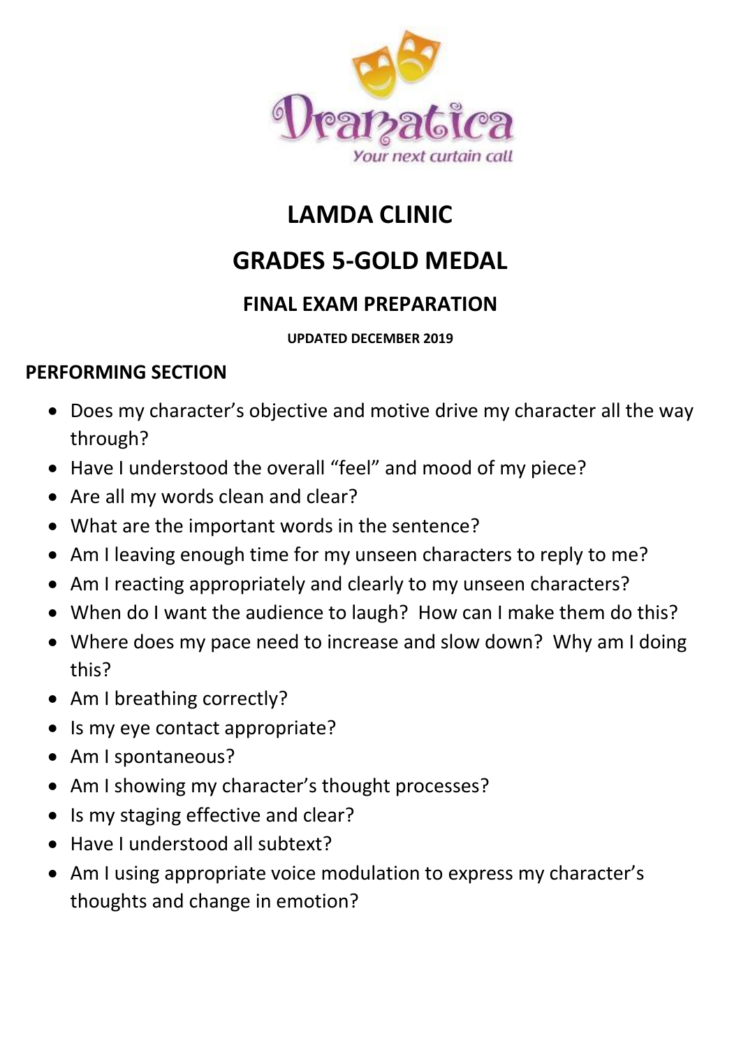Dramatica

*Your next curtain call*

# LAMDA CLINIC

# GRADES 5-GOLD MEDAL

## FINAL EXAM PREPARATION

**UPDATED DECEMBER 2019**

### PERFORMING SECTION

- Does my character's objective and motive drive my character all the way through?
- Have I understood the overall "feel" and mood of my piece?
- Are all my words clean and clear?
- What are the important words in the sentence?
- Am I leaving enough time for my unseen characters to reply to me?
- Am I reacting appropriately and clearly to my unseen characters?
- When do I want the audience to laugh? How can I make them do this?
- Where does my pace need to increase and slow down? Why am I doing this?
- Am I breathing correctly?
- Is my eye contact appropriate?
- Am I spontaneous?
- Am I showing my character's thought processes?
- Is my staging effective and clear?
- Have I understood all subtext?
- Am I using appropriate voice modulation to express my character's thoughts and change in emotion?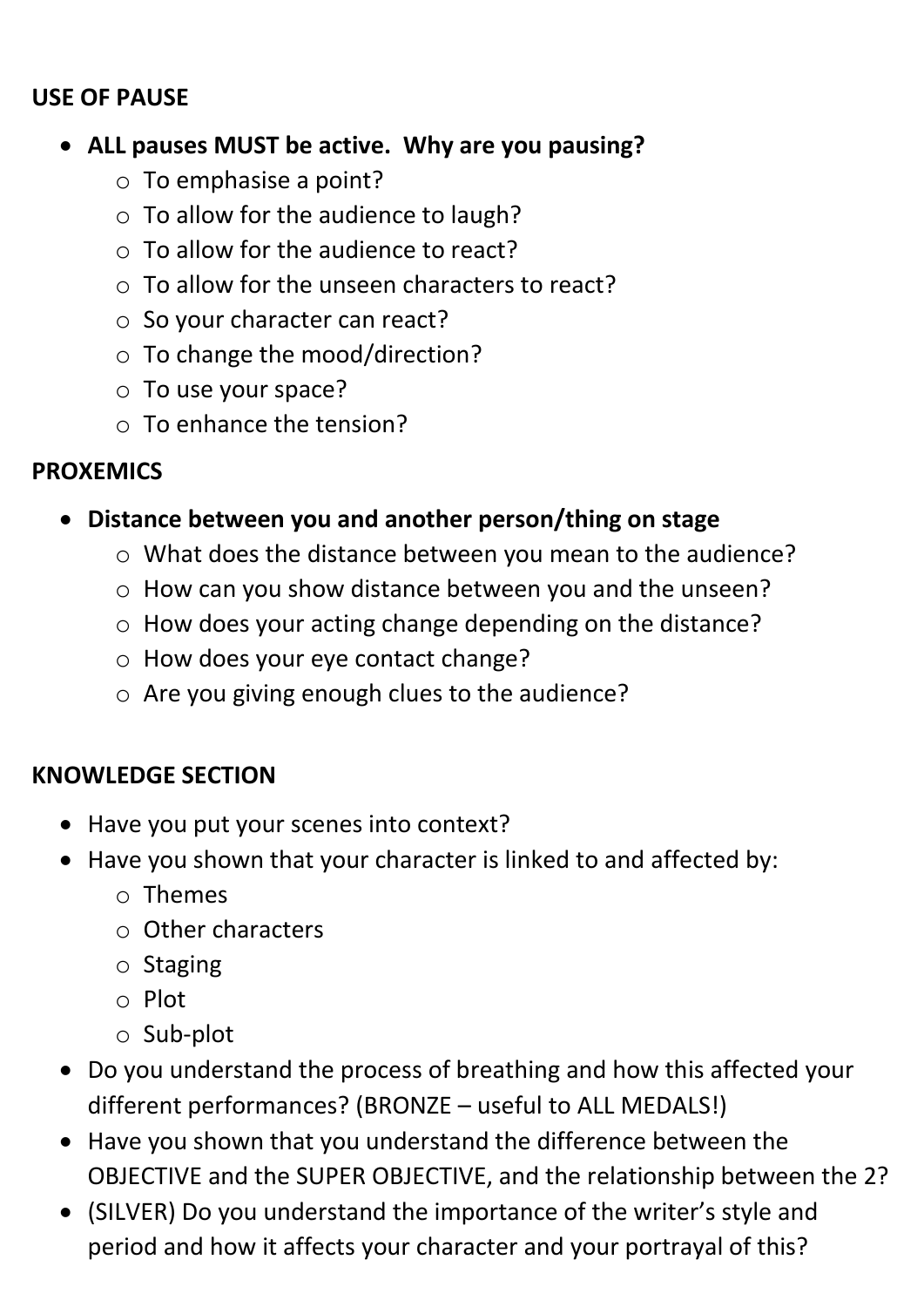**USE OF PAUSE**

- **ALL pauses MUST be active. Why are you pausing?**
  - To emphasise a point?
  - To allow for the audience to laugh?
  - To allow for the audience to react?
  - To allow for the unseen characters to react?
  - So your character can react?
  - To change the mood/direction?
  - To use your space?
  - To enhance the tension?

**PROXEMICS**

- **Distance between you and another person/thing on stage**
  - What does the distance between you mean to the audience?
  - How can you show distance between you and the unseen?
  - How does your acting change depending on the distance?
  - How does your eye contact change?
  - Are you giving enough clues to the audience?

**KNOWLEDGE SECTION**

- Have you put your scenes into context?
- Have you shown that your character is linked to and affected by:
  - Themes
  - Other characters
  - Staging
  - Plot
  - Sub-plot
- Do you understand the process of breathing and how this affected your different performances? (BRONZE – useful to ALL MEDALS!)
- Have you shown that you understand the difference between the OBJECTIVE and the SUPER OBJECTIVE, and the relationship between the 2?
- (SILVER) Do you understand the importance of the writer's style and period and how it affects your character and your portrayal of this?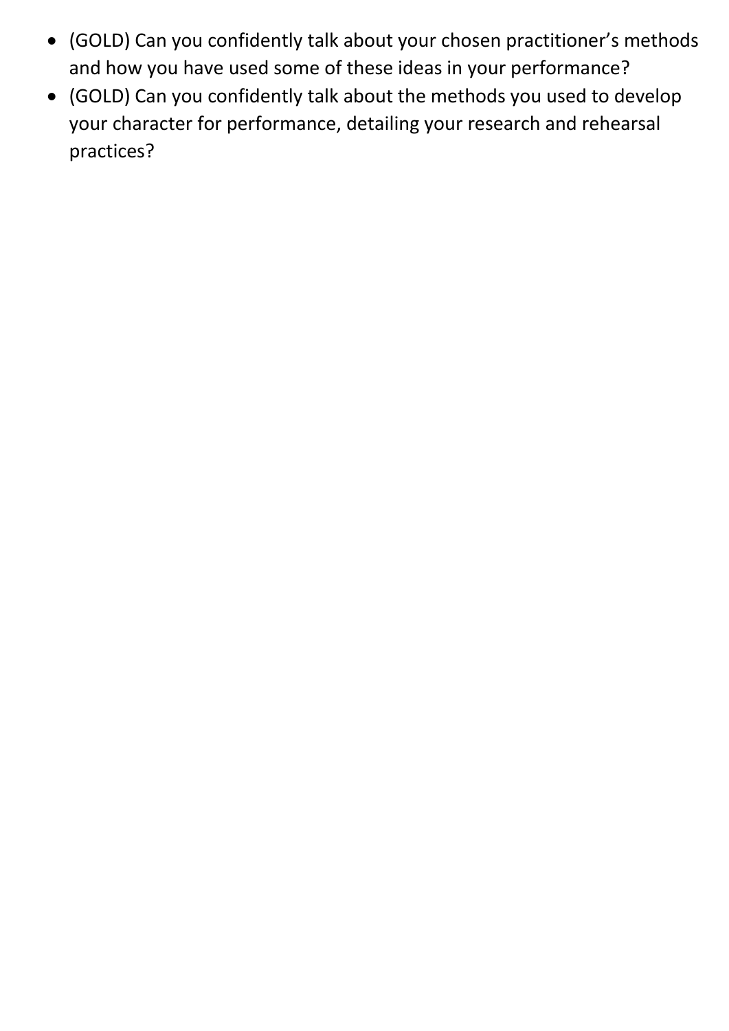- (GOLD) Can you confidently talk about your chosen practitioner's methods and how you have used some of these ideas in your performance?
- (GOLD) Can you confidently talk about the methods you used to develop your character for performance, detailing your research and rehearsal practices?